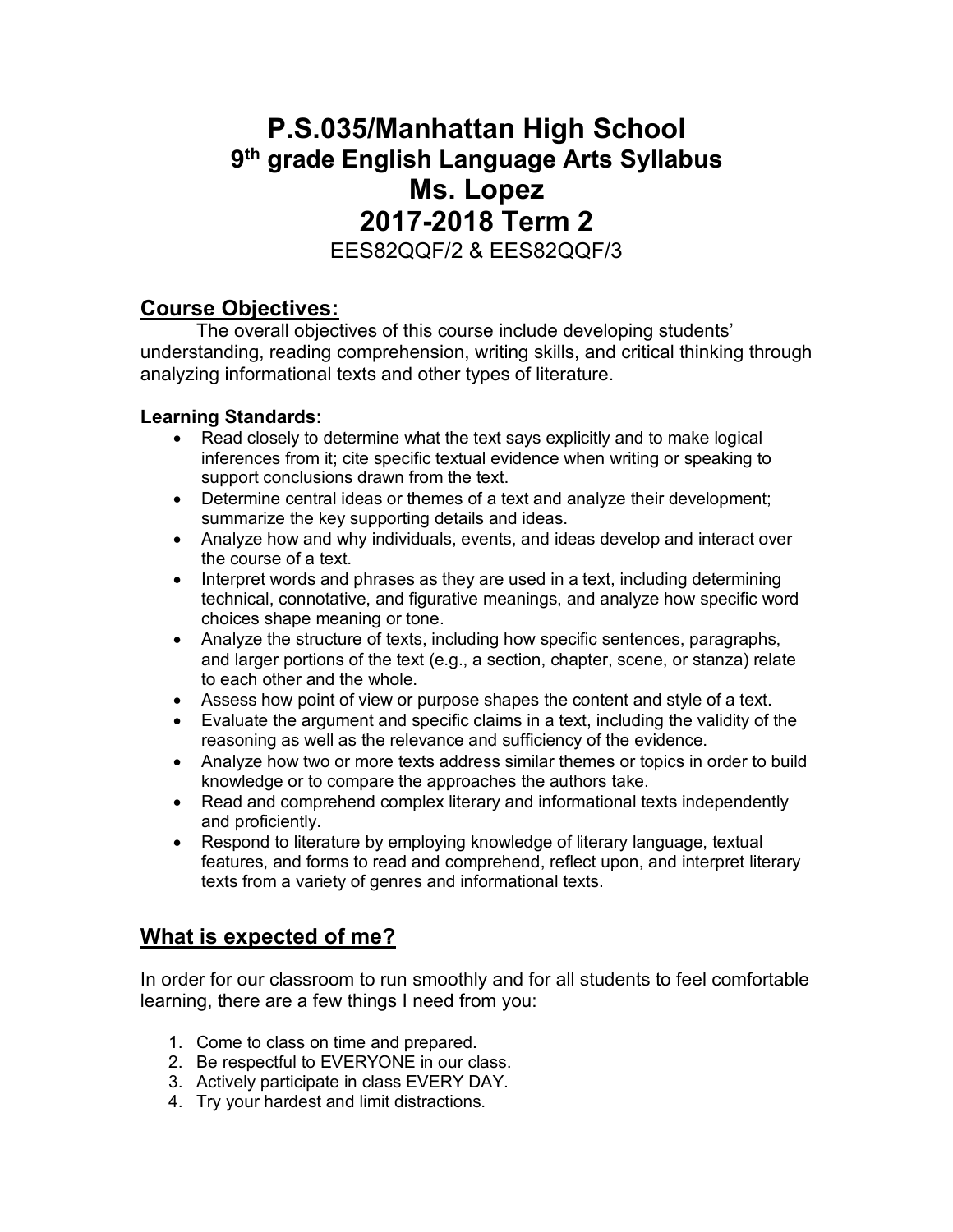# P.S.035/Manhattan High School

## 9th grade English Language Arts Syllabus

## Ms. Lopez

## 2017-2018 Term 2

EES82QQF/2 & EES82QQF/3

## Course Objectives:

The overall objectives of this course include developing students' understanding, reading comprehension, writing skills, and critical thinking through analyzing informational texts and other types of literature.

**Learning Standards:**

- Read closely to determine what the text says explicitly and to make logical inferences from it; cite specific textual evidence when writing or speaking to support conclusions drawn from the text.
- Determine central ideas or themes of a text and analyze their development; summarize the key supporting details and ideas.
- Analyze how and why individuals, events, and ideas develop and interact over the course of a text.
- Interpret words and phrases as they are used in a text, including determining technical, connotative, and figurative meanings, and analyze how specific word choices shape meaning or tone.
- Analyze the structure of texts, including how specific sentences, paragraphs, and larger portions of the text (e.g., a section, chapter, scene, or stanza) relate to each other and the whole.
- Assess how point of view or purpose shapes the content and style of a text.
- Evaluate the argument and specific claims in a text, including the validity of the reasoning as well as the relevance and sufficiency of the evidence.
- Analyze how two or more texts address similar themes or topics in order to build knowledge or to compare the approaches the authors take.
- Read and comprehend complex literary and informational texts independently and proficiently.
- Respond to literature by employing knowledge of literary language, textual features, and forms to read and comprehend, reflect upon, and interpret literary texts from a variety of genres and informational texts.

## What is expected of me?

In order for our classroom to run smoothly and for all students to feel comfortable learning, there are a few things I need from you:

1. Come to class on time and prepared.
2. Be respectful to EVERYONE in our class.
3. Actively participate in class EVERY DAY.
4. Try your hardest and limit distractions.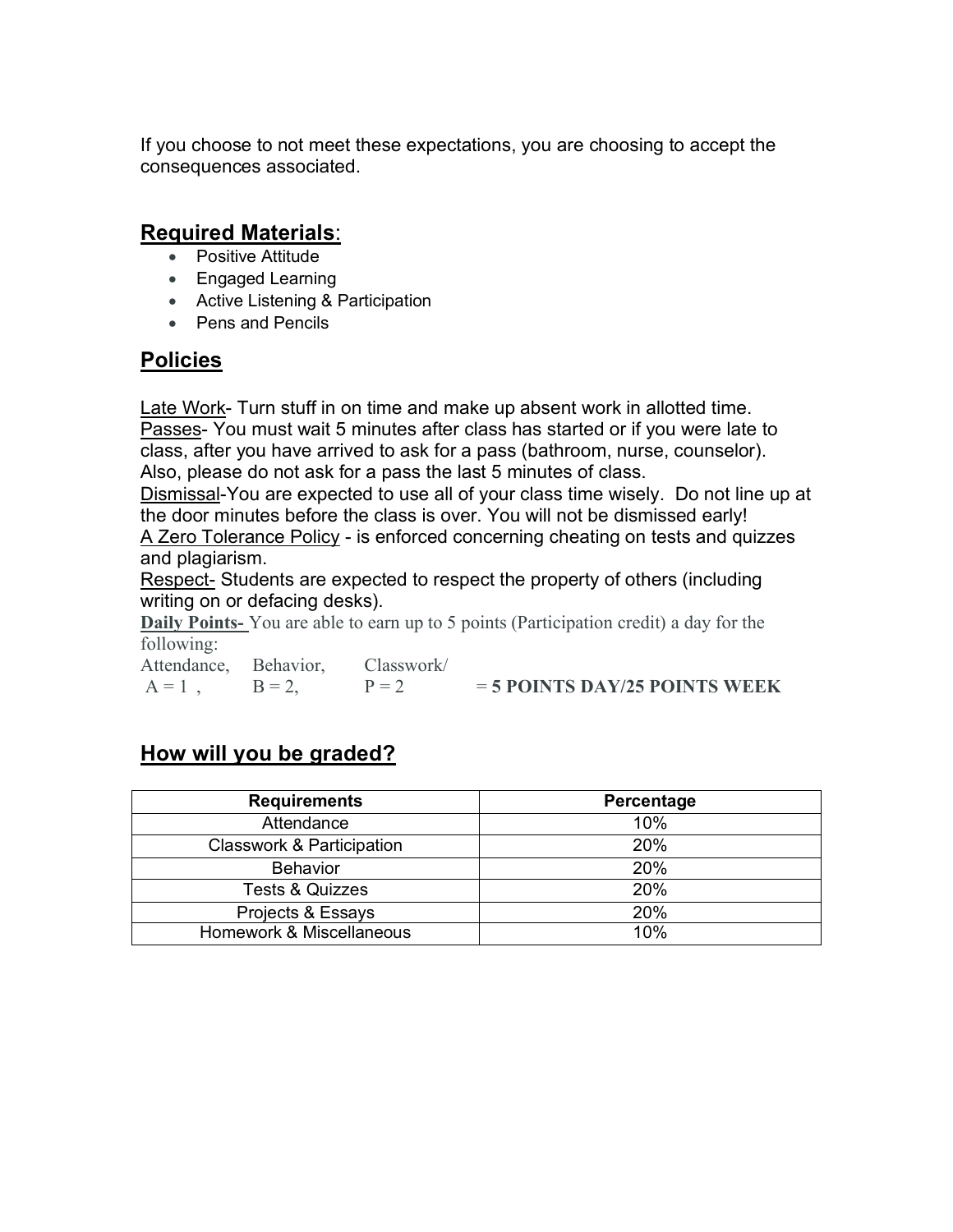If you choose to not meet these expectations, you are choosing to accept the consequences associated.

## Required Materials:

- Positive Attitude
- Engaged Learning
- Active Listening & Participation
- Pens and Pencils

## Policies

Late Work- Turn stuff in on time and make up absent work in allotted time.
Passes- You must wait 5 minutes after class has started or if you were late to class, after you have arrived to ask for a pass (bathroom, nurse, counselor). Also, please do not ask for a pass the last 5 minutes of class.
Dismissal-You are expected to use all of your class time wisely. Do not line up at the door minutes before the class is over. You will not be dismissed early!
A Zero Tolerance Policy - is enforced concerning cheating on tests and quizzes and plagiarism.
Respect- Students are expected to respect the property of others (including writing on or defacing desks).
**Daily Points-** You are able to earn up to 5 points (Participation credit) a day for the following:
Attendance, Behavior, Classwork/
A = 1 , B = 2, P = 2 = **5 POINTS DAY/25 POINTS WEEK**

## How will you be graded?

| Requirements | Percentage |
|---|---|
| Attendance | 10% |
| Classwork & Participation | 20% |
| Behavior | 20% |
| Tests & Quizzes | 20% |
| Projects & Essays | 20% |
| Homework & Miscellaneous | 10% |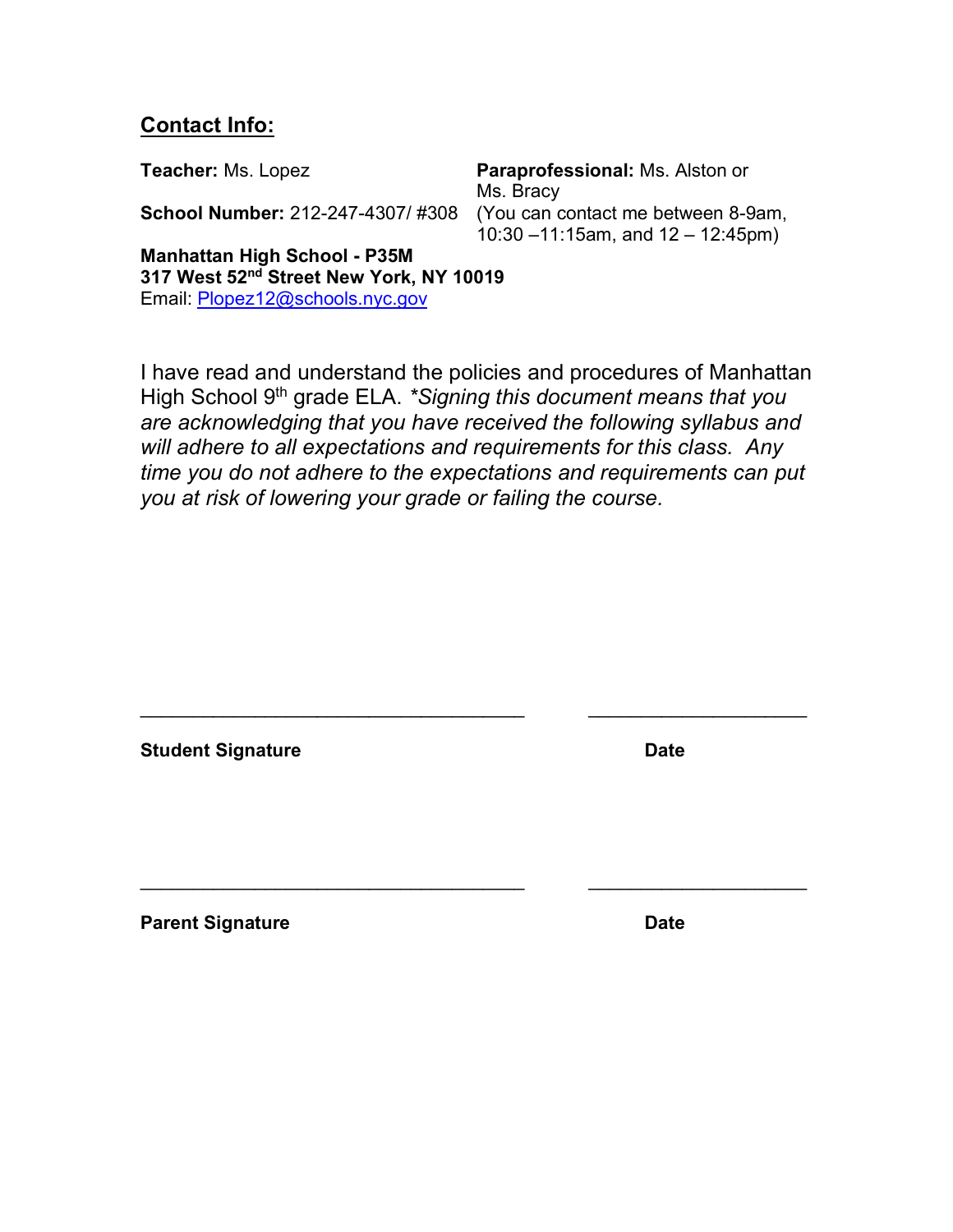## Contact Info:

**Teacher:** Ms. Lopez

**School Number:** 212-247-4307/ #308

**Paraprofessional:** Ms. Alston or Ms. Bracy
(You can contact me between 8-9am, 10:30 –11:15am, and 12 – 12:45pm)

**Manhattan High School - P35M**
**317 West 52nd Street New York, NY 10019**
Email: Plopez12@schools.nyc.gov

I have read and understand the policies and procedures of Manhattan High School 9th grade ELA. **Signing this document means that you are acknowledging that you have received the following syllabus and will adhere to all expectations and requirements for this class. Any time you do not adhere to the expectations and requirements can put you at risk of lowering your grade or failing the course.*

_____________________________________ _____________________

**Student Signature** **Date**

_____________________________________ _____________________

**Parent Signature** **Date**